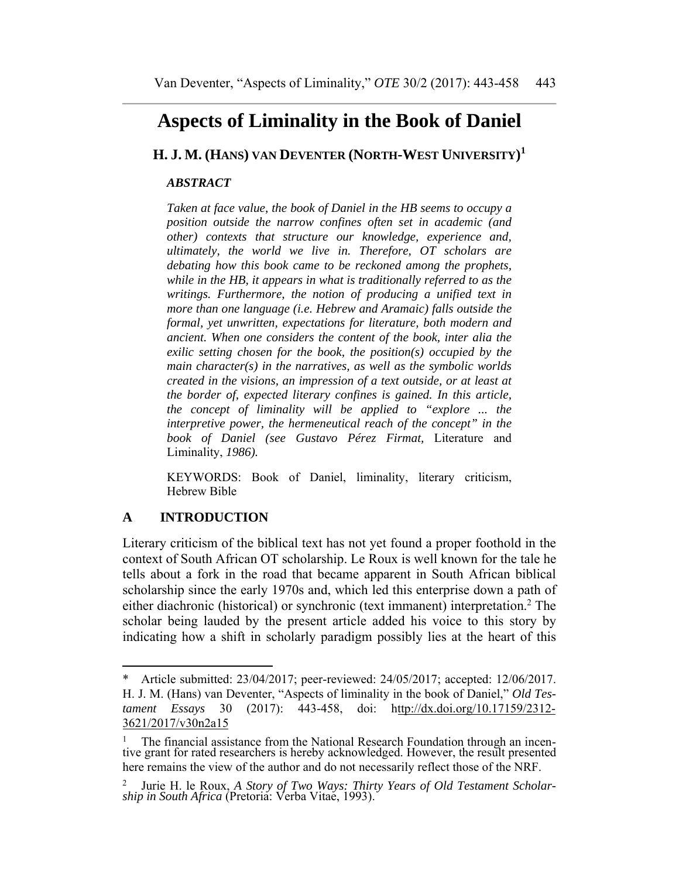# Aspects of Liminality in the Book of Daniel

**H. J. M. (HANS) VAN DEVENTER (NORTH-WEST UNIVERSITY)[1]**

***ABSTRACT***

*Taken at face value, the book of Daniel in the HB seems to occupy a position outside the narrow confines often set in academic (and other) contexts that structure our knowledge, experience and, ultimately, the world we live in. Therefore, OT scholars are debating how this book came to be reckoned among the prophets, while in the HB, it appears in what is traditionally referred to as the writings. Furthermore, the notion of producing a unified text in more than one language (i.e. Hebrew and Aramaic) falls outside the formal, yet unwritten, expectations for literature, both modern and ancient. When one considers the content of the book, inter alia the exilic setting chosen for the book, the position(s) occupied by the main character(s) in the narratives, as well as the symbolic worlds created in the visions, an impression of a text outside, or at least at the border of, expected literary confines is gained. In this article, the concept of liminality will be applied to "explore ... the interpretive power, the hermeneutical reach of the concept" in the book of Daniel (see Gustavo Pérez Firmat,* Literature and Liminality, *1986).*

KEYWORDS: Book of Daniel, liminality, literary criticism, Hebrew Bible

## A INTRODUCTION

Literary criticism of the biblical text has not yet found a proper foothold in the context of South African OT scholarship. Le Roux is well known for the tale he tells about a fork in the road that became apparent in South African biblical scholarship since the early 1970s and, which led this enterprise down a path of either diachronic (historical) or synchronic (text immanent) interpretation.[2] The scholar being lauded by the present article added his voice to this story by indicating how a shift in scholarly paradigm possibly lies at the heart of this

---

\* Article submitted: 23/04/2017; peer-reviewed: 24/05/2017; accepted: 12/06/2017. H. J. M. (Hans) van Deventer, "Aspects of liminality in the book of Daniel," *Old Testament Essays* 30 (2017): 443-458, doi: http://dx.doi.org/10.17159/2312-3621/2017/v30n2a15

[1] The financial assistance from the National Research Foundation through an incentive grant for rated researchers is hereby acknowledged. However, the result presented here remains the view of the author and do not necessarily reflect those of the NRF.

[2] Jurie H. le Roux, *A Story of Two Ways: Thirty Years of Old Testament Scholarship in South Africa* (Pretoria: Verba Vitae, 1993).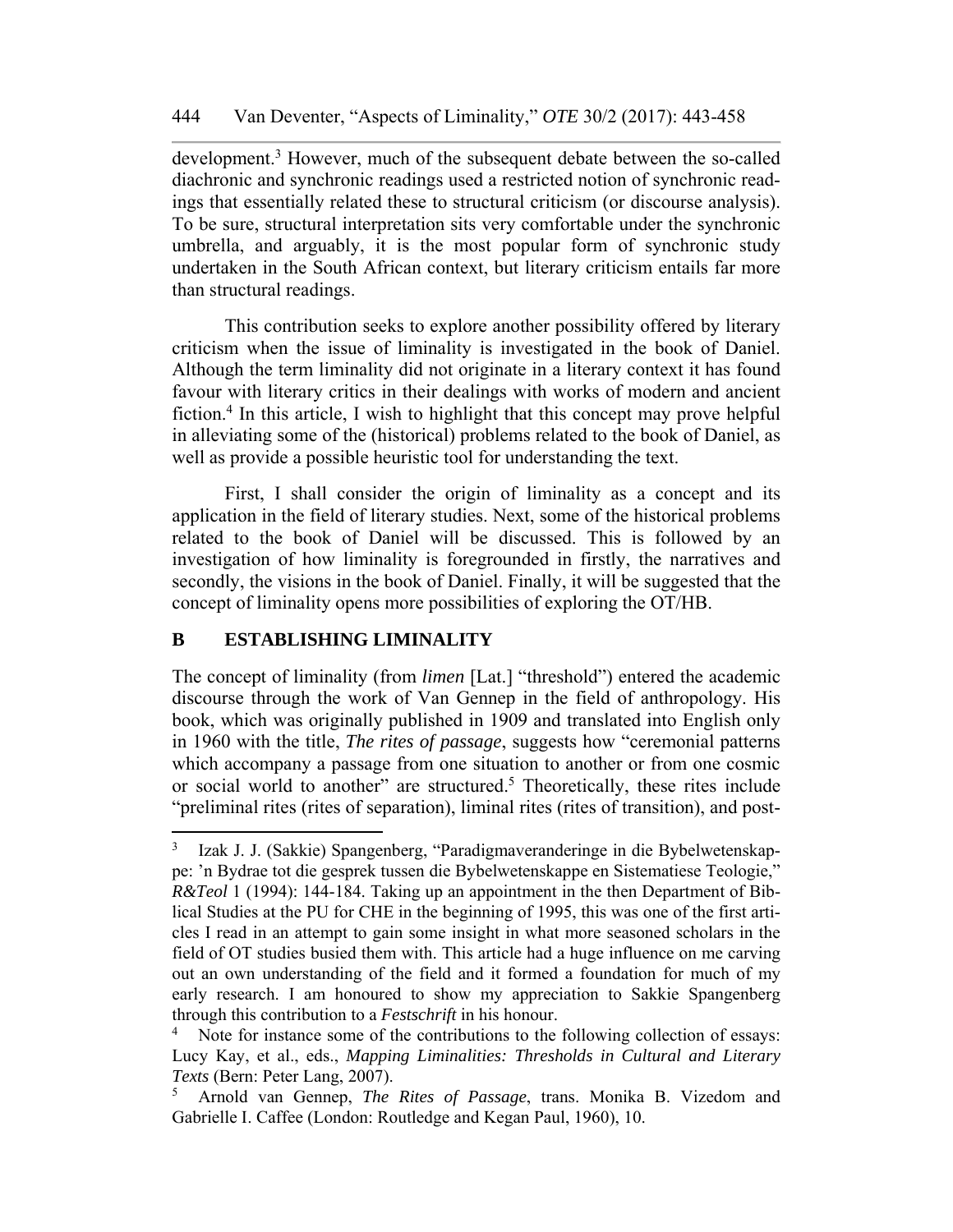development.[3] However, much of the subsequent debate between the so-called diachronic and synchronic readings used a restricted notion of synchronic readings that essentially related these to structural criticism (or discourse analysis). To be sure, structural interpretation sits very comfortable under the synchronic umbrella, and arguably, it is the most popular form of synchronic study undertaken in the South African context, but literary criticism entails far more than structural readings.

This contribution seeks to explore another possibility offered by literary criticism when the issue of liminality is investigated in the book of Daniel. Although the term liminality did not originate in a literary context it has found favour with literary critics in their dealings with works of modern and ancient fiction.[4] In this article, I wish to highlight that this concept may prove helpful in alleviating some of the (historical) problems related to the book of Daniel, as well as provide a possible heuristic tool for understanding the text.

First, I shall consider the origin of liminality as a concept and its application in the field of literary studies. Next, some of the historical problems related to the book of Daniel will be discussed. This is followed by an investigation of how liminality is foregrounded in firstly, the narratives and secondly, the visions in the book of Daniel. Finally, it will be suggested that the concept of liminality opens more possibilities of exploring the OT/HB.

## B ESTABLISHING LIMINALITY

The concept of liminality (from *limen* [Lat.] "threshold") entered the academic discourse through the work of Van Gennep in the field of anthropology. His book, which was originally published in 1909 and translated into English only in 1960 with the title, *The rites of passage*, suggests how "ceremonial patterns which accompany a passage from one situation to another or from one cosmic or social world to another" are structured.[5] Theoretically, these rites include "preliminal rites (rites of separation), liminal rites (rites of transition), and post-

---

[3] Izak J. J. (Sakkie) Spangenberg, "Paradigmaveranderinge in die Bybelwetenskappe: 'n Bydrae tot die gesprek tussen die Bybelwetenskappe en Sistematiese Teologie," *R&Teol* 1 (1994): 144-184. Taking up an appointment in the then Department of Biblical Studies at the PU for CHE in the beginning of 1995, this was one of the first articles I read in an attempt to gain some insight in what more seasoned scholars in the field of OT studies busied them with. This article had a huge influence on me carving out an own understanding of the field and it formed a foundation for much of my early research. I am honoured to show my appreciation to Sakkie Spangenberg through this contribution to a *Festschrift* in his honour.

[4] Note for instance some of the contributions to the following collection of essays: Lucy Kay, et al., eds., *Mapping Liminalities: Thresholds in Cultural and Literary Texts* (Bern: Peter Lang, 2007).

[5] Arnold van Gennep, *The Rites of Passage*, trans. Monika B. Vizedom and Gabrielle I. Caffee (London: Routledge and Kegan Paul, 1960), 10.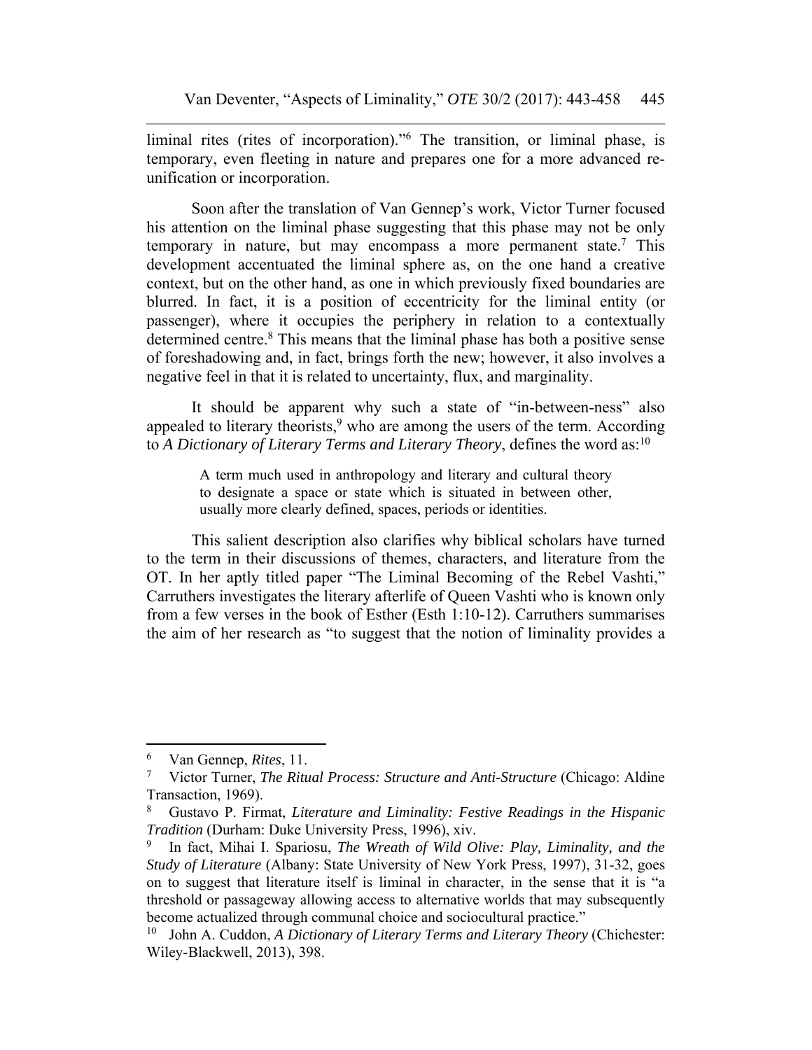liminal rites (rites of incorporation)."[6] The transition, or liminal phase, is temporary, even fleeting in nature and prepares one for a more advanced re-unification or incorporation.

Soon after the translation of Van Gennep's work, Victor Turner focused his attention on the liminal phase suggesting that this phase may not be only temporary in nature, but may encompass a more permanent state.[7] This development accentuated the liminal sphere as, on the one hand a creative context, but on the other hand, as one in which previously fixed boundaries are blurred. In fact, it is a position of eccentricity for the liminal entity (or passenger), where it occupies the periphery in relation to a contextually determined centre.[8] This means that the liminal phase has both a positive sense of foreshadowing and, in fact, brings forth the new; however, it also involves a negative feel in that it is related to uncertainty, flux, and marginality.

It should be apparent why such a state of "in-between-ness" also appealed to literary theorists,[9] who are among the users of the term. According to *A Dictionary of Literary Terms and Literary Theory*, defines the word as:[10]

> A term much used in anthropology and literary and cultural theory to designate a space or state which is situated in between other, usually more clearly defined, spaces, periods or identities.

This salient description also clarifies why biblical scholars have turned to the term in their discussions of themes, characters, and literature from the OT. In her aptly titled paper "The Liminal Becoming of the Rebel Vashti," Carruthers investigates the literary afterlife of Queen Vashti who is known only from a few verses in the book of Esther (Esth 1:10-12). Carruthers summarises the aim of her research as "to suggest that the notion of liminality provides a

---

[6] Van Gennep, *Rites*, 11.

[7] Victor Turner, *The Ritual Process: Structure and Anti-Structure* (Chicago: Aldine Transaction, 1969).

[8] Gustavo P. Firmat, *Literature and Liminality: Festive Readings in the Hispanic Tradition* (Durham: Duke University Press, 1996), xiv.

[9] In fact, Mihai I. Spariosu, *The Wreath of Wild Olive: Play, Liminality, and the Study of Literature* (Albany: State University of New York Press, 1997), 31-32, goes on to suggest that literature itself is liminal in character, in the sense that it is "a threshold or passageway allowing access to alternative worlds that may subsequently become actualized through communal choice and sociocultural practice."

[10] John A. Cuddon, *A Dictionary of Literary Terms and Literary Theory* (Chichester: Wiley-Blackwell, 2013), 398.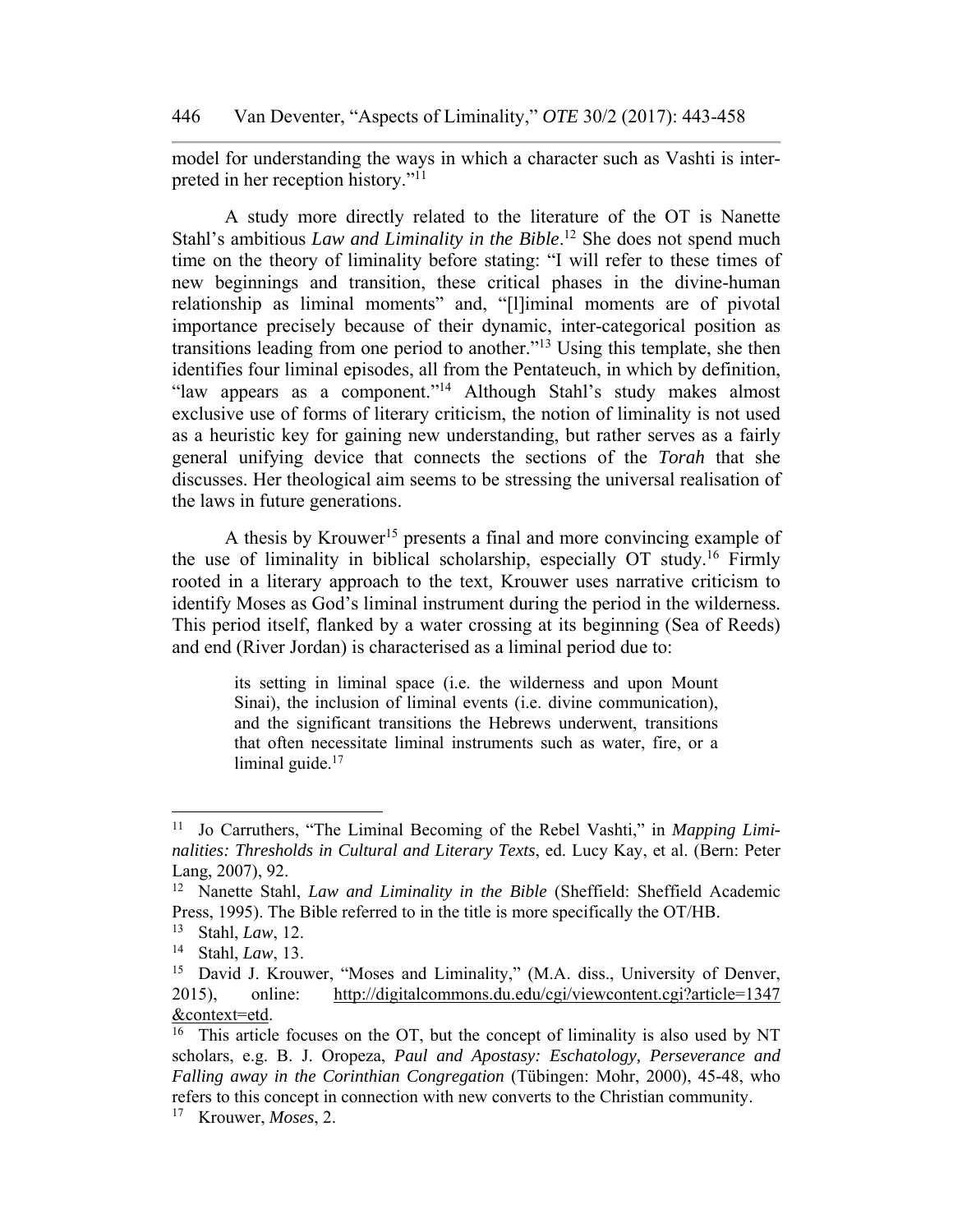model for understanding the ways in which a character such as Vashti is interpreted in her reception history."[11]

A study more directly related to the literature of the OT is Nanette Stahl's ambitious *Law and Liminality in the Bible*.[12] She does not spend much time on the theory of liminality before stating: "I will refer to these times of new beginnings and transition, these critical phases in the divine-human relationship as liminal moments" and, "[l]iminal moments are of pivotal importance precisely because of their dynamic, inter-categorical position as transitions leading from one period to another."[13] Using this template, she then identifies four liminal episodes, all from the Pentateuch, in which by definition, "law appears as a component."[14] Although Stahl's study makes almost exclusive use of forms of literary criticism, the notion of liminality is not used as a heuristic key for gaining new understanding, but rather serves as a fairly general unifying device that connects the sections of the *Torah* that she discusses. Her theological aim seems to be stressing the universal realisation of the laws in future generations.

A thesis by Krouwer[15] presents a final and more convincing example of the use of liminality in biblical scholarship, especially OT study.[16] Firmly rooted in a literary approach to the text, Krouwer uses narrative criticism to identify Moses as God's liminal instrument during the period in the wilderness. This period itself, flanked by a water crossing at its beginning (Sea of Reeds) and end (River Jordan) is characterised as a liminal period due to:

> its setting in liminal space (i.e. the wilderness and upon Mount Sinai), the inclusion of liminal events (i.e. divine communication), and the significant transitions the Hebrews underwent, transitions that often necessitate liminal instruments such as water, fire, or a liminal guide.[17]

---

[11] Jo Carruthers, "The Liminal Becoming of the Rebel Vashti," in *Mapping Liminalities: Thresholds in Cultural and Literary Texts*, ed. Lucy Kay, et al. (Bern: Peter Lang, 2007), 92.

[12] Nanette Stahl, *Law and Liminality in the Bible* (Sheffield: Sheffield Academic Press, 1995). The Bible referred to in the title is more specifically the OT/HB.

[13] Stahl, *Law*, 12.

[14] Stahl, *Law*, 13.

[15] David J. Krouwer, "Moses and Liminality," (M.A. diss., University of Denver, 2015), online: http://digitalcommons.du.edu/cgi/viewcontent.cgi?article=1347&context=etd.

[16] This article focuses on the OT, but the concept of liminality is also used by NT scholars, e.g. B. J. Oropeza, *Paul and Apostasy: Eschatology, Perseverance and Falling away in the Corinthian Congregation* (Tübingen: Mohr, 2000), 45-48, who refers to this concept in connection with new converts to the Christian community.

[17] Krouwer, *Moses*, 2.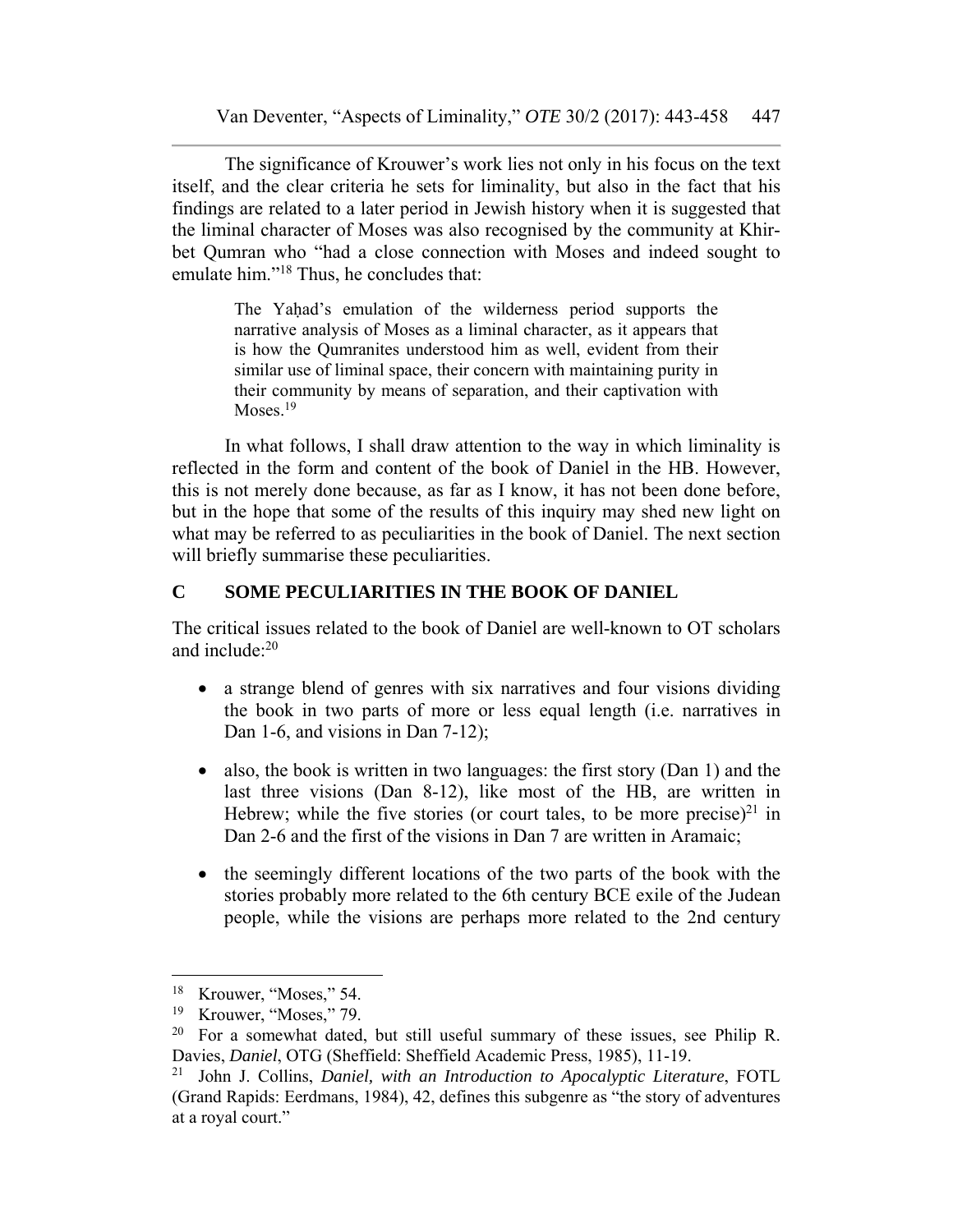The significance of Krouwer's work lies not only in his focus on the text itself, and the clear criteria he sets for liminality, but also in the fact that his findings are related to a later period in Jewish history when it is suggested that the liminal character of Moses was also recognised by the community at Khirbet Qumran who "had a close connection with Moses and indeed sought to emulate him."[18] Thus, he concludes that:

> The Yaḥad's emulation of the wilderness period supports the narrative analysis of Moses as a liminal character, as it appears that is how the Qumranites understood him as well, evident from their similar use of liminal space, their concern with maintaining purity in their community by means of separation, and their captivation with Moses.[19]

In what follows, I shall draw attention to the way in which liminality is reflected in the form and content of the book of Daniel in the HB. However, this is not merely done because, as far as I know, it has not been done before, but in the hope that some of the results of this inquiry may shed new light on what may be referred to as peculiarities in the book of Daniel. The next section will briefly summarise these peculiarities.

## C SOME PECULIARITIES IN THE BOOK OF DANIEL

The critical issues related to the book of Daniel are well-known to OT scholars and include:[20]

- a strange blend of genres with six narratives and four visions dividing the book in two parts of more or less equal length (i.e. narratives in Dan 1-6, and visions in Dan 7-12);
- also, the book is written in two languages: the first story (Dan 1) and the last three visions (Dan 8-12), like most of the HB, are written in Hebrew; while the five stories (or court tales, to be more precise)[21] in Dan 2-6 and the first of the visions in Dan 7 are written in Aramaic;
- the seemingly different locations of the two parts of the book with the stories probably more related to the 6th century BCE exile of the Judean people, while the visions are perhaps more related to the 2nd century

---

[18] Krouwer, "Moses," 54.

[19] Krouwer, "Moses," 79.

[20] For a somewhat dated, but still useful summary of these issues, see Philip R. Davies, *Daniel*, OTG (Sheffield: Sheffield Academic Press, 1985), 11-19.

[21] John J. Collins, *Daniel, with an Introduction to Apocalyptic Literature*, FOTL (Grand Rapids: Eerdmans, 1984), 42, defines this subgenre as "the story of adventures at a royal court."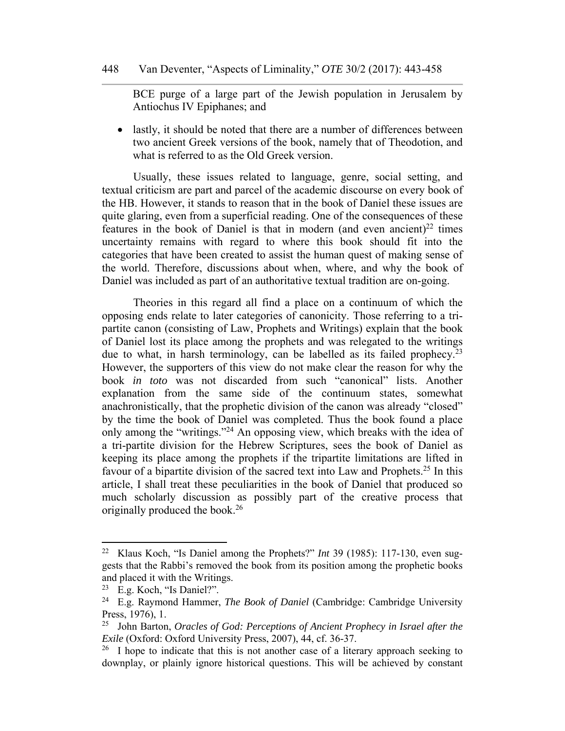BCE purge of a large part of the Jewish population in Jerusalem by Antiochus IV Epiphanes; and

- lastly, it should be noted that there are a number of differences between two ancient Greek versions of the book, namely that of Theodotion, and what is referred to as the Old Greek version.

Usually, these issues related to language, genre, social setting, and textual criticism are part and parcel of the academic discourse on every book of the HB. However, it stands to reason that in the book of Daniel these issues are quite glaring, even from a superficial reading. One of the consequences of these features in the book of Daniel is that in modern (and even ancient)[22] times uncertainty remains with regard to where this book should fit into the categories that have been created to assist the human quest of making sense of the world. Therefore, discussions about when, where, and why the book of Daniel was included as part of an authoritative textual tradition are on-going.

Theories in this regard all find a place on a continuum of which the opposing ends relate to later categories of canonicity. Those referring to a tri-partite canon (consisting of Law, Prophets and Writings) explain that the book of Daniel lost its place among the prophets and was relegated to the writings due to what, in harsh terminology, can be labelled as its failed prophecy.[23] However, the supporters of this view do not make clear the reason for why the book *in toto* was not discarded from such "canonical" lists. Another explanation from the same side of the continuum states, somewhat anachronistically, that the prophetic division of the canon was already "closed" by the time the book of Daniel was completed. Thus the book found a place only among the "writings."[24] An opposing view, which breaks with the idea of a tri-partite division for the Hebrew Scriptures, sees the book of Daniel as keeping its place among the prophets if the tripartite limitations are lifted in favour of a bipartite division of the sacred text into Law and Prophets.[25] In this article, I shall treat these peculiarities in the book of Daniel that produced so much scholarly discussion as possibly part of the creative process that originally produced the book.[26]

---

[22] Klaus Koch, "Is Daniel among the Prophets?" *Int* 39 (1985): 117-130, even suggests that the Rabbi's removed the book from its position among the prophetic books and placed it with the Writings.

[23] E.g. Koch, "Is Daniel?".

[24] E.g. Raymond Hammer, *The Book of Daniel* (Cambridge: Cambridge University Press, 1976), 1.

[25] John Barton, *Oracles of God: Perceptions of Ancient Prophecy in Israel after the Exile* (Oxford: Oxford University Press, 2007), 44, cf. 36-37.

[26] I hope to indicate that this is not another case of a literary approach seeking to downplay, or plainly ignore historical questions. This will be achieved by constant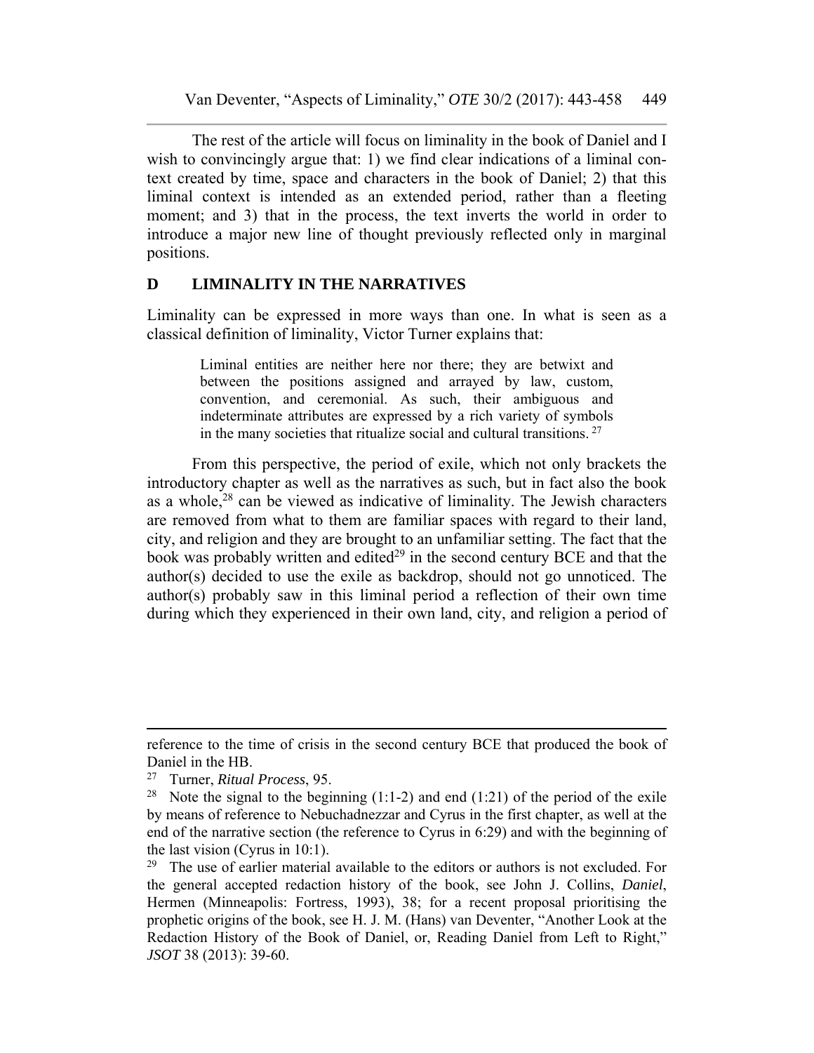The rest of the article will focus on liminality in the book of Daniel and I wish to convincingly argue that: 1) we find clear indications of a liminal context created by time, space and characters in the book of Daniel; 2) that this liminal context is intended as an extended period, rather than a fleeting moment; and 3) that in the process, the text inverts the world in order to introduce a major new line of thought previously reflected only in marginal positions.

## D LIMINALITY IN THE NARRATIVES

Liminality can be expressed in more ways than one. In what is seen as a classical definition of liminality, Victor Turner explains that:

> Liminal entities are neither here nor there; they are betwixt and between the positions assigned and arrayed by law, custom, convention, and ceremonial. As such, their ambiguous and indeterminate attributes are expressed by a rich variety of symbols in the many societies that ritualize social and cultural transitions.[27]

From this perspective, the period of exile, which not only brackets the introductory chapter as well as the narratives as such, but in fact also the book as a whole,[28] can be viewed as indicative of liminality. The Jewish characters are removed from what to them are familiar spaces with regard to their land, city, and religion and they are brought to an unfamiliar setting. The fact that the book was probably written and edited[29] in the second century BCE and that the author(s) decided to use the exile as backdrop, should not go unnoticed. The author(s) probably saw in this liminal period a reflection of their own time during which they experienced in their own land, city, and religion a period of

---

reference to the time of crisis in the second century BCE that produced the book of Daniel in the HB.

[27] Turner, *Ritual Process*, 95.

[28] Note the signal to the beginning (1:1-2) and end (1:21) of the period of the exile by means of reference to Nebuchadnezzar and Cyrus in the first chapter, as well at the end of the narrative section (the reference to Cyrus in 6:29) and with the beginning of the last vision (Cyrus in 10:1).

[29] The use of earlier material available to the editors or authors is not excluded. For the general accepted redaction history of the book, see John J. Collins, *Daniel*, Hermen (Minneapolis: Fortress, 1993), 38; for a recent proposal prioritising the prophetic origins of the book, see H. J. M. (Hans) van Deventer, "Another Look at the Redaction History of the Book of Daniel, or, Reading Daniel from Left to Right," *JSOT* 38 (2013): 39-60.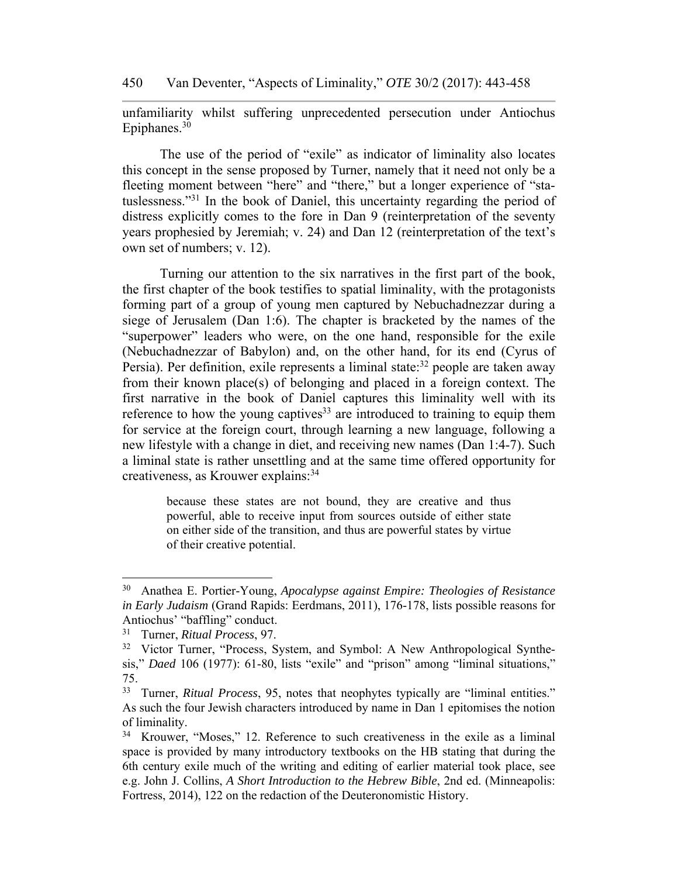unfamiliarity whilst suffering unprecedented persecution under Antiochus Epiphanes.[30]

The use of the period of "exile" as indicator of liminality also locates this concept in the sense proposed by Turner, namely that it need not only be a fleeting moment between "here" and "there," but a longer experience of "statuslessness."[31] In the book of Daniel, this uncertainty regarding the period of distress explicitly comes to the fore in Dan 9 (reinterpretation of the seventy years prophesied by Jeremiah; v. 24) and Dan 12 (reinterpretation of the text's own set of numbers; v. 12).

Turning our attention to the six narratives in the first part of the book, the first chapter of the book testifies to spatial liminality, with the protagonists forming part of a group of young men captured by Nebuchadnezzar during a siege of Jerusalem (Dan 1:6). The chapter is bracketed by the names of the "superpower" leaders who were, on the one hand, responsible for the exile (Nebuchadnezzar of Babylon) and, on the other hand, for its end (Cyrus of Persia). Per definition, exile represents a liminal state:[32] people are taken away from their known place(s) of belonging and placed in a foreign context. The first narrative in the book of Daniel captures this liminality well with its reference to how the young captives[33] are introduced to training to equip them for service at the foreign court, through learning a new language, following a new lifestyle with a change in diet, and receiving new names (Dan 1:4-7). Such a liminal state is rather unsettling and at the same time offered opportunity for creativeness, as Krouwer explains:[34]

> because these states are not bound, they are creative and thus powerful, able to receive input from sources outside of either state on either side of the transition, and thus are powerful states by virtue of their creative potential.

---

[30] Anathea E. Portier-Young, *Apocalypse against Empire: Theologies of Resistance in Early Judaism* (Grand Rapids: Eerdmans, 2011), 176-178, lists possible reasons for Antiochus' "baffling" conduct.

[31] Turner, *Ritual Process*, 97.

[32] Victor Turner, "Process, System, and Symbol: A New Anthropological Synthesis," *Daed* 106 (1977): 61-80, lists "exile" and "prison" among "liminal situations," 75.

[33] Turner, *Ritual Process*, 95, notes that neophytes typically are "liminal entities." As such the four Jewish characters introduced by name in Dan 1 epitomises the notion of liminality.

[34] Krouwer, "Moses," 12. Reference to such creativeness in the exile as a liminal space is provided by many introductory textbooks on the HB stating that during the 6th century exile much of the writing and editing of earlier material took place, see e.g. John J. Collins, *A Short Introduction to the Hebrew Bible*, 2nd ed. (Minneapolis: Fortress, 2014), 122 on the redaction of the Deuteronomistic History.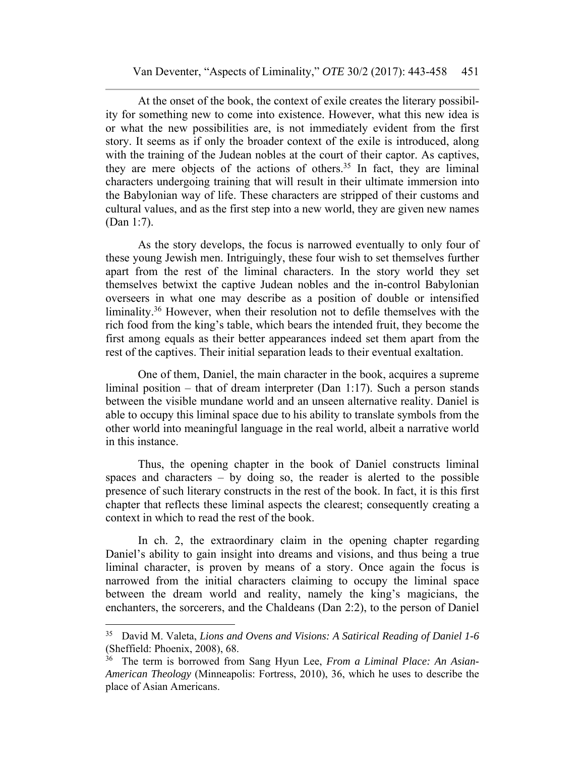At the onset of the book, the context of exile creates the literary possibility for something new to come into existence. However, what this new idea is or what the new possibilities are, is not immediately evident from the first story. It seems as if only the broader context of the exile is introduced, along with the training of the Judean nobles at the court of their captor. As captives, they are mere objects of the actions of others.[35] In fact, they are liminal characters undergoing training that will result in their ultimate immersion into the Babylonian way of life. These characters are stripped of their customs and cultural values, and as the first step into a new world, they are given new names (Dan 1:7).

As the story develops, the focus is narrowed eventually to only four of these young Jewish men. Intriguingly, these four wish to set themselves further apart from the rest of the liminal characters. In the story world they set themselves betwixt the captive Judean nobles and the in-control Babylonian overseers in what one may describe as a position of double or intensified liminality.[36] However, when their resolution not to defile themselves with the rich food from the king's table, which bears the intended fruit, they become the first among equals as their better appearances indeed set them apart from the rest of the captives. Their initial separation leads to their eventual exaltation.

One of them, Daniel, the main character in the book, acquires a supreme liminal position – that of dream interpreter (Dan 1:17). Such a person stands between the visible mundane world and an unseen alternative reality. Daniel is able to occupy this liminal space due to his ability to translate symbols from the other world into meaningful language in the real world, albeit a narrative world in this instance.

Thus, the opening chapter in the book of Daniel constructs liminal spaces and characters – by doing so, the reader is alerted to the possible presence of such literary constructs in the rest of the book. In fact, it is this first chapter that reflects these liminal aspects the clearest; consequently creating a context in which to read the rest of the book.

In ch. 2, the extraordinary claim in the opening chapter regarding Daniel's ability to gain insight into dreams and visions, and thus being a true liminal character, is proven by means of a story. Once again the focus is narrowed from the initial characters claiming to occupy the liminal space between the dream world and reality, namely the king's magicians, the enchanters, the sorcerers, and the Chaldeans (Dan 2:2), to the person of Daniel

---

[35] David M. Valeta, *Lions and Ovens and Visions: A Satirical Reading of Daniel 1-6* (Sheffield: Phoenix, 2008), 68.

[36] The term is borrowed from Sang Hyun Lee, *From a Liminal Place: An Asian-American Theology* (Minneapolis: Fortress, 2010), 36, which he uses to describe the place of Asian Americans.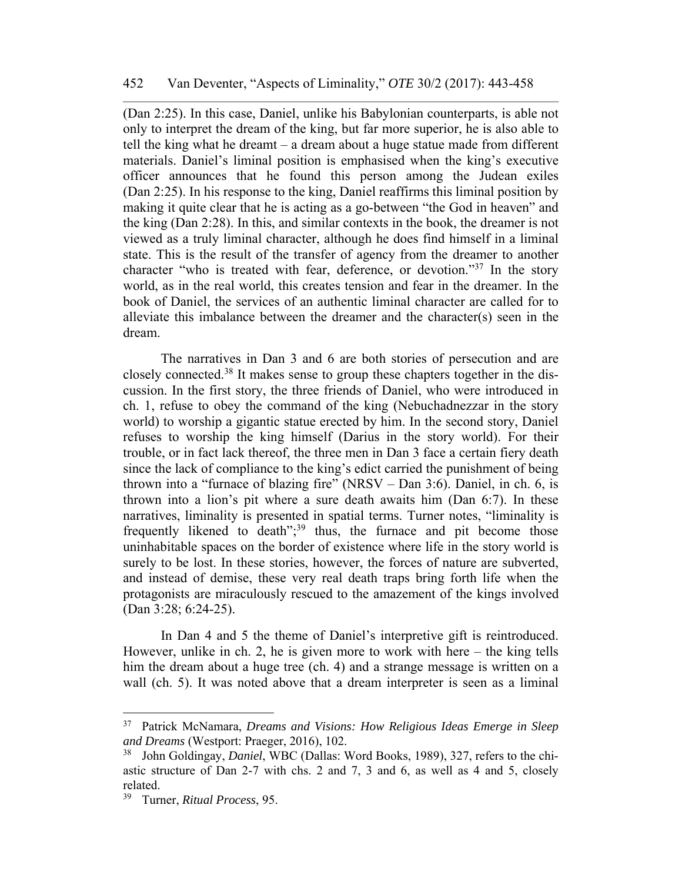(Dan 2:25). In this case, Daniel, unlike his Babylonian counterparts, is able not only to interpret the dream of the king, but far more superior, he is also able to tell the king what he dreamt – a dream about a huge statue made from different materials. Daniel's liminal position is emphasised when the king's executive officer announces that he found this person among the Judean exiles (Dan 2:25). In his response to the king, Daniel reaffirms this liminal position by making it quite clear that he is acting as a go-between "the God in heaven" and the king (Dan 2:28). In this, and similar contexts in the book, the dreamer is not viewed as a truly liminal character, although he does find himself in a liminal state. This is the result of the transfer of agency from the dreamer to another character "who is treated with fear, deference, or devotion."[37] In the story world, as in the real world, this creates tension and fear in the dreamer. In the book of Daniel, the services of an authentic liminal character are called for to alleviate this imbalance between the dreamer and the character(s) seen in the dream.

The narratives in Dan 3 and 6 are both stories of persecution and are closely connected.[38] It makes sense to group these chapters together in the discussion. In the first story, the three friends of Daniel, who were introduced in ch. 1, refuse to obey the command of the king (Nebuchadnezzar in the story world) to worship a gigantic statue erected by him. In the second story, Daniel refuses to worship the king himself (Darius in the story world). For their trouble, or in fact lack thereof, the three men in Dan 3 face a certain fiery death since the lack of compliance to the king's edict carried the punishment of being thrown into a "furnace of blazing fire" (NRSV – Dan 3:6). Daniel, in ch. 6, is thrown into a lion's pit where a sure death awaits him (Dan 6:7). In these narratives, liminality is presented in spatial terms. Turner notes, "liminality is frequently likened to death";[39] thus, the furnace and pit become those uninhabitable spaces on the border of existence where life in the story world is surely to be lost. In these stories, however, the forces of nature are subverted, and instead of demise, these very real death traps bring forth life when the protagonists are miraculously rescued to the amazement of the kings involved (Dan 3:28; 6:24-25).

In Dan 4 and 5 the theme of Daniel's interpretive gift is reintroduced. However, unlike in ch. 2, he is given more to work with here – the king tells him the dream about a huge tree (ch. 4) and a strange message is written on a wall (ch. 5). It was noted above that a dream interpreter is seen as a liminal

---

[37] Patrick McNamara, *Dreams and Visions: How Religious Ideas Emerge in Sleep and Dreams* (Westport: Praeger, 2016), 102.

[38] John Goldingay, *Daniel*, WBC (Dallas: Word Books, 1989), 327, refers to the chiastic structure of Dan 2-7 with chs. 2 and 7, 3 and 6, as well as 4 and 5, closely related.

[39] Turner, *Ritual Process*, 95.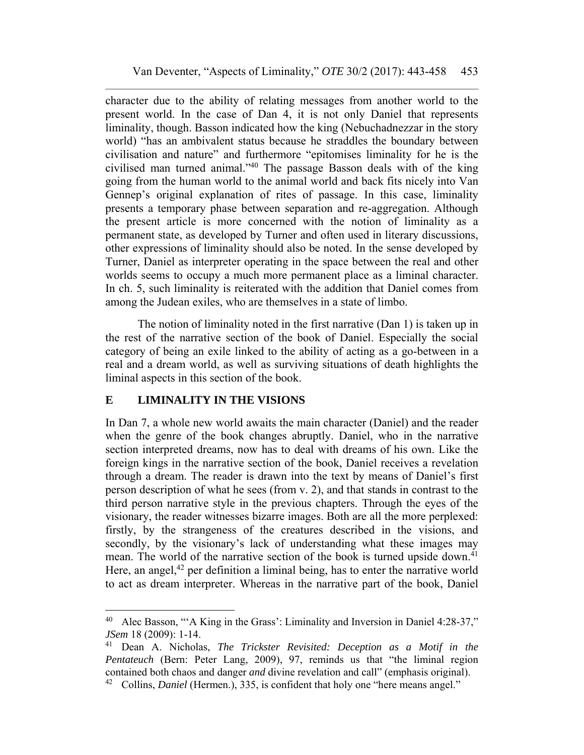character due to the ability of relating messages from another world to the present world. In the case of Dan 4, it is not only Daniel that represents liminality, though. Basson indicated how the king (Nebuchadnezzar in the story world) "has an ambivalent status because he straddles the boundary between civilisation and nature" and furthermore "epitomises liminality for he is the civilised man turned animal."[40] The passage Basson deals with of the king going from the human world to the animal world and back fits nicely into Van Gennep's original explanation of rites of passage. In this case, liminality presents a temporary phase between separation and re-aggregation. Although the present article is more concerned with the notion of liminality as a permanent state, as developed by Turner and often used in literary discussions, other expressions of liminality should also be noted. In the sense developed by Turner, Daniel as interpreter operating in the space between the real and other worlds seems to occupy a much more permanent place as a liminal character. In ch. 5, such liminality is reiterated with the addition that Daniel comes from among the Judean exiles, who are themselves in a state of limbo.

The notion of liminality noted in the first narrative (Dan 1) is taken up in the rest of the narrative section of the book of Daniel. Especially the social category of being an exile linked to the ability of acting as a go-between in a real and a dream world, as well as surviving situations of death highlights the liminal aspects in this section of the book.

## E LIMINALITY IN THE VISIONS

In Dan 7, a whole new world awaits the main character (Daniel) and the reader when the genre of the book changes abruptly. Daniel, who in the narrative section interpreted dreams, now has to deal with dreams of his own. Like the foreign kings in the narrative section of the book, Daniel receives a revelation through a dream. The reader is drawn into the text by means of Daniel's first person description of what he sees (from v. 2), and that stands in contrast to the third person narrative style in the previous chapters. Through the eyes of the visionary, the reader witnesses bizarre images. Both are all the more perplexed: firstly, by the strangeness of the creatures described in the visions, and secondly, by the visionary's lack of understanding what these images may mean. The world of the narrative section of the book is turned upside down.[41] Here, an angel,[42] per definition a liminal being, has to enter the narrative world to act as dream interpreter. Whereas in the narrative part of the book, Daniel

---

[40] Alec Basson, "'A King in the Grass': Liminality and Inversion in Daniel 4:28-37," *JSem* 18 (2009): 1-14.

[41] Dean A. Nicholas, *The Trickster Revisited: Deception as a Motif in the Pentateuch* (Bern: Peter Lang, 2009), 97, reminds us that "the liminal region contained both chaos and danger *and* divine revelation and call" (emphasis original).

[42] Collins, *Daniel* (Hermen.), 335, is confident that holy one "here means angel."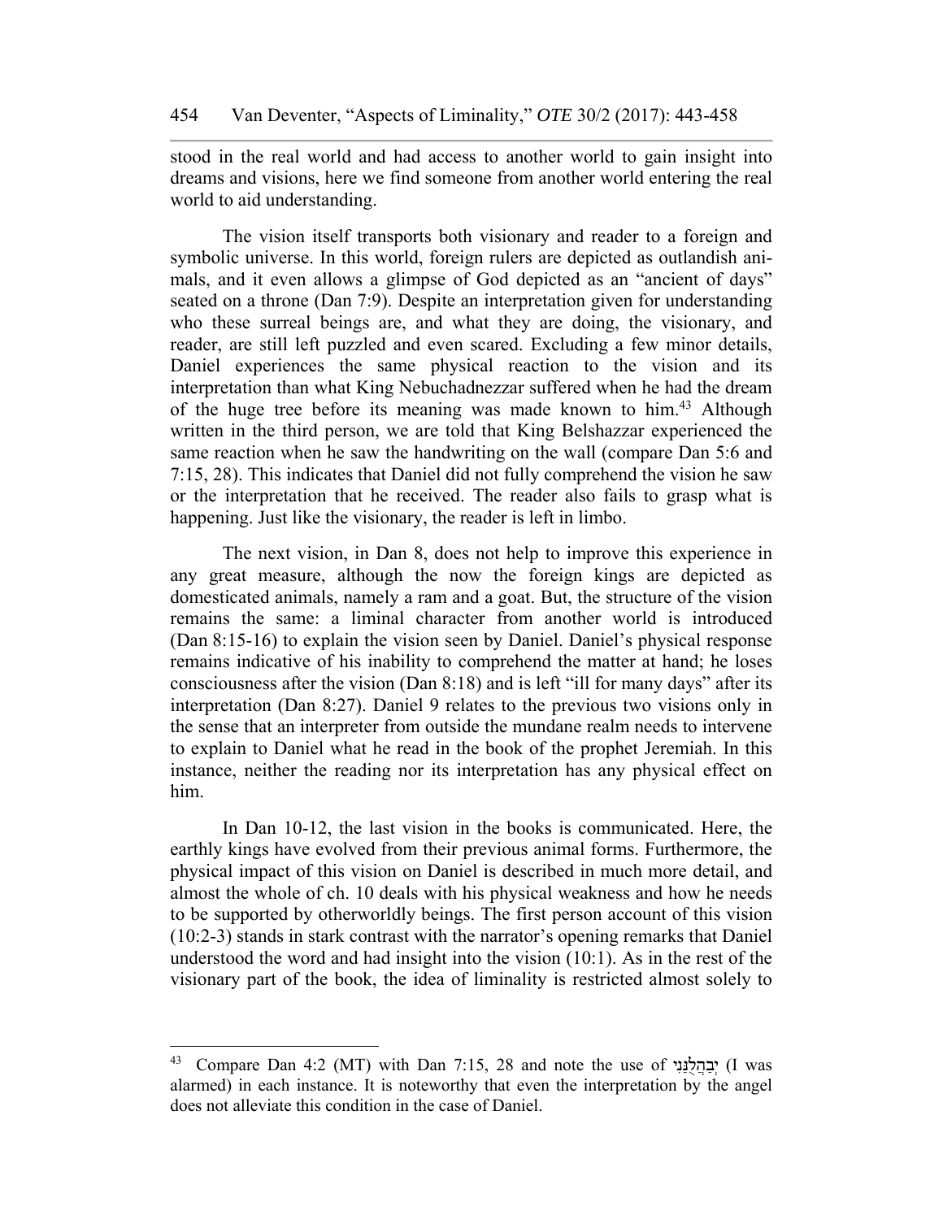stood in the real world and had access to another world to gain insight into dreams and visions, here we find someone from another world entering the real world to aid understanding.

The vision itself transports both visionary and reader to a foreign and symbolic universe. In this world, foreign rulers are depicted as outlandish animals, and it even allows a glimpse of God depicted as an "ancient of days" seated on a throne (Dan 7:9). Despite an interpretation given for understanding who these surreal beings are, and what they are doing, the visionary, and reader, are still left puzzled and even scared. Excluding a few minor details, Daniel experiences the same physical reaction to the vision and its interpretation than what King Nebuchadnezzar suffered when he had the dream of the huge tree before its meaning was made known to him.[43] Although written in the third person, we are told that King Belshazzar experienced the same reaction when he saw the handwriting on the wall (compare Dan 5:6 and 7:15, 28). This indicates that Daniel did not fully comprehend the vision he saw or the interpretation that he received. The reader also fails to grasp what is happening. Just like the visionary, the reader is left in limbo.

The next vision, in Dan 8, does not help to improve this experience in any great measure, although the now the foreign kings are depicted as domesticated animals, namely a ram and a goat. But, the structure of the vision remains the same: a liminal character from another world is introduced (Dan 8:15-16) to explain the vision seen by Daniel. Daniel's physical response remains indicative of his inability to comprehend the matter at hand; he loses consciousness after the vision (Dan 8:18) and is left "ill for many days" after its interpretation (Dan 8:27). Daniel 9 relates to the previous two visions only in the sense that an interpreter from outside the mundane realm needs to intervene to explain to Daniel what he read in the book of the prophet Jeremiah. In this instance, neither the reading nor its interpretation has any physical effect on him.

In Dan 10-12, the last vision in the books is communicated. Here, the earthly kings have evolved from their previous animal forms. Furthermore, the physical impact of this vision on Daniel is described in much more detail, and almost the whole of ch. 10 deals with his physical weakness and how he needs to be supported by otherworldly beings. The first person account of this vision (10:2-3) stands in stark contrast with the narrator's opening remarks that Daniel understood the word and had insight into the vision (10:1). As in the rest of the visionary part of the book, the idea of liminality is restricted almost solely to

---

[43] Compare Dan 4:2 (MT) with Dan 7:15, 28 and note the use of יְבַהֲלֻנַּנִי (I was alarmed) in each instance. It is noteworthy that even the interpretation by the angel does not alleviate this condition in the case of Daniel.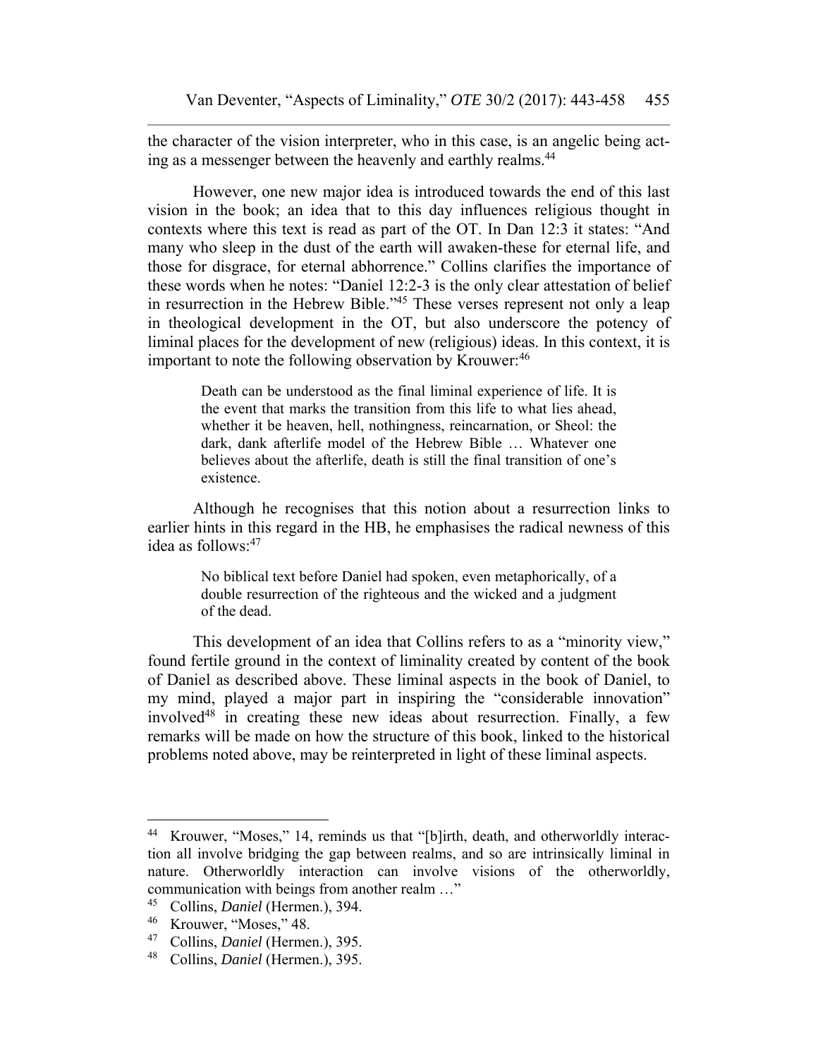the character of the vision interpreter, who in this case, is an angelic being acting as a messenger between the heavenly and earthly realms.[44]

However, one new major idea is introduced towards the end of this last vision in the book; an idea that to this day influences religious thought in contexts where this text is read as part of the OT. In Dan 12:3 it states: "And many who sleep in the dust of the earth will awaken-these for eternal life, and those for disgrace, for eternal abhorrence." Collins clarifies the importance of these words when he notes: "Daniel 12:2-3 is the only clear attestation of belief in resurrection in the Hebrew Bible."[45] These verses represent not only a leap in theological development in the OT, but also underscore the potency of liminal places for the development of new (religious) ideas. In this context, it is important to note the following observation by Krouwer:[46]

> Death can be understood as the final liminal experience of life. It is the event that marks the transition from this life to what lies ahead, whether it be heaven, hell, nothingness, reincarnation, or Sheol: the dark, dank afterlife model of the Hebrew Bible … Whatever one believes about the afterlife, death is still the final transition of one's existence.

Although he recognises that this notion about a resurrection links to earlier hints in this regard in the HB, he emphasises the radical newness of this idea as follows:[47]

> No biblical text before Daniel had spoken, even metaphorically, of a double resurrection of the righteous and the wicked and a judgment of the dead.

This development of an idea that Collins refers to as a "minority view," found fertile ground in the context of liminality created by content of the book of Daniel as described above. These liminal aspects in the book of Daniel, to my mind, played a major part in inspiring the "considerable innovation" involved[48] in creating these new ideas about resurrection. Finally, a few remarks will be made on how the structure of this book, linked to the historical problems noted above, may be reinterpreted in light of these liminal aspects.

---

[44] Krouwer, "Moses," 14, reminds us that "[b]irth, death, and otherworldly interaction all involve bridging the gap between realms, and so are intrinsically liminal in nature. Otherworldly interaction can involve visions of the otherworldly, communication with beings from another realm …"

[45] Collins, *Daniel* (Hermen.), 394.

[46] Krouwer, "Moses," 48.

[47] Collins, *Daniel* (Hermen.), 395.

[48] Collins, *Daniel* (Hermen.), 395.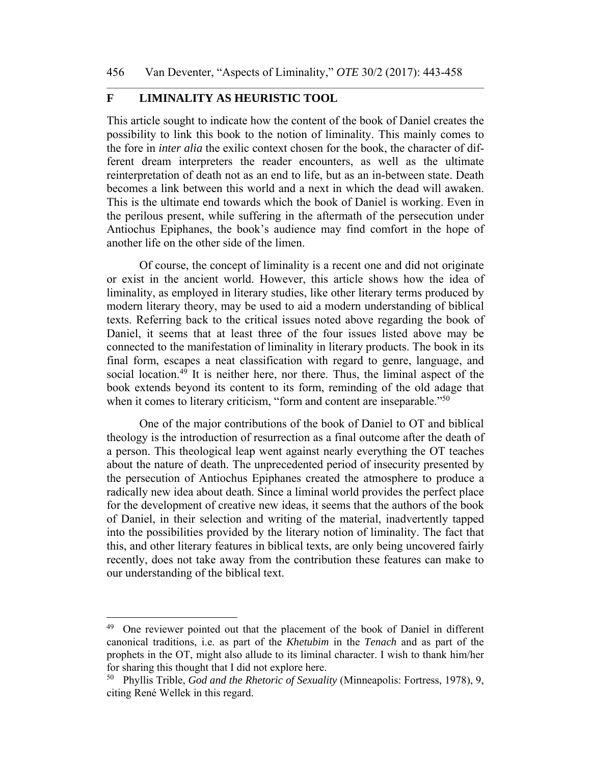## F LIMINALITY AS HEURISTIC TOOL

This article sought to indicate how the content of the book of Daniel creates the possibility to link this book to the notion of liminality. This mainly comes to the fore in *inter alia* the exilic context chosen for the book, the character of different dream interpreters the reader encounters, as well as the ultimate reinterpretation of death not as an end to life, but as an in-between state. Death becomes a link between this world and a next in which the dead will awaken. This is the ultimate end towards which the book of Daniel is working. Even in the perilous present, while suffering in the aftermath of the persecution under Antiochus Epiphanes, the book's audience may find comfort in the hope of another life on the other side of the limen.

Of course, the concept of liminality is a recent one and did not originate or exist in the ancient world. However, this article shows how the idea of liminality, as employed in literary studies, like other literary terms produced by modern literary theory, may be used to aid a modern understanding of biblical texts. Referring back to the critical issues noted above regarding the book of Daniel, it seems that at least three of the four issues listed above may be connected to the manifestation of liminality in literary products. The book in its final form, escapes a neat classification with regard to genre, language, and social location.[49] It is neither here, nor there. Thus, the liminal aspect of the book extends beyond its content to its form, reminding of the old adage that when it comes to literary criticism, "form and content are inseparable."[50]

One of the major contributions of the book of Daniel to OT and biblical theology is the introduction of resurrection as a final outcome after the death of a person. This theological leap went against nearly everything the OT teaches about the nature of death. The unprecedented period of insecurity presented by the persecution of Antiochus Epiphanes created the atmosphere to produce a radically new idea about death. Since a liminal world provides the perfect place for the development of creative new ideas, it seems that the authors of the book of Daniel, in their selection and writing of the material, inadvertently tapped into the possibilities provided by the literary notion of liminality. The fact that this, and other literary features in biblical texts, are only being uncovered fairly recently, does not take away from the contribution these features can make to our understanding of the biblical text.

---

[49] One reviewer pointed out that the placement of the book of Daniel in different canonical traditions, i.e. as part of the *Khetubim* in the *Tenach* and as part of the prophets in the OT, might also allude to its liminal character. I wish to thank him/her for sharing this thought that I did not explore here.

[50] Phyllis Trible, *God and the Rhetoric of Sexuality* (Minneapolis: Fortress, 1978), 9, citing René Wellek in this regard.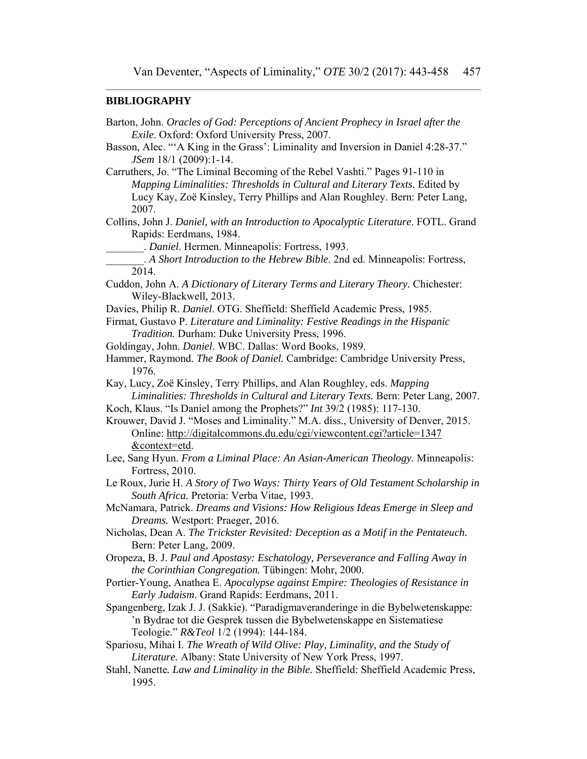## BIBLIOGRAPHY

Barton, John. *Oracles of God: Perceptions of Ancient Prophecy in Israel after the Exile*. Oxford: Oxford University Press, 2007.

Basson, Alec. "'A King in the Grass': Liminality and Inversion in Daniel 4:28-37." *JSem* 18/1 (2009):1-14.

Carruthers, Jo. "The Liminal Becoming of the Rebel Vashti." Pages 91-110 in *Mapping Liminalities: Thresholds in Cultural and Literary Texts.* Edited by Lucy Kay, Zoë Kinsley, Terry Phillips and Alan Roughley. Bern: Peter Lang, 2007.

Collins, John J. *Daniel, with an Introduction to Apocalyptic Literature*. FOTL. Grand Rapids: Eerdmans, 1984.

_______. *Daniel*. Hermen. Minneapolis: Fortress, 1993.

_______. *A Short Introduction to the Hebrew Bible*. 2nd ed. Minneapolis: Fortress, 2014.

Cuddon, John A. *A Dictionary of Literary Terms and Literary Theory.* Chichester: Wiley-Blackwell, 2013.

Davies, Philip R. *Daniel*. OTG. Sheffield: Sheffield Academic Press, 1985.

Firmat, Gustavo P. *Literature and Liminality: Festive Readings in the Hispanic Tradition.* Durham: Duke University Press, 1996.

Goldingay, John. *Daniel*. WBC. Dallas: Word Books, 1989.

Hammer, Raymond. *The Book of Daniel.* Cambridge: Cambridge University Press, 1976.

Kay, Lucy, Zoë Kinsley, Terry Phillips, and Alan Roughley, eds. *Mapping Liminalities: Thresholds in Cultural and Literary Texts.* Bern: Peter Lang, 2007.

Koch, Klaus. "Is Daniel among the Prophets?" *Int* 39/2 (1985): 117-130.

Krouwer, David J. "Moses and Liminality." M.A. diss., University of Denver, 2015. Online: http://digitalcommons.du.edu/cgi/viewcontent.cgi?article=1347&context=etd.

Lee, Sang Hyun. *From a Liminal Place: An Asian-American Theology.* Minneapolis: Fortress, 2010.

Le Roux, Jurie H. *A Story of Two Ways: Thirty Years of Old Testament Scholarship in South Africa.* Pretoria: Verba Vitae, 1993.

McNamara, Patrick. *Dreams and Visions: How Religious Ideas Emerge in Sleep and Dreams.* Westport: Praeger, 2016.

Nicholas, Dean A. *The Trickster Revisited: Deception as a Motif in the Pentateuch.* Bern: Peter Lang, 2009.

Oropeza, B. J. *Paul and Apostasy: Eschatology, Perseverance and Falling Away in the Corinthian Congregation.* Tübingen: Mohr, 2000.

Portier-Young, Anathea E. *Apocalypse against Empire: Theologies of Resistance in Early Judaism*. Grand Rapids: Eerdmans, 2011.

Spangenberg, Izak J. J. (Sakkie). "Paradigmaveranderinge in die Bybelwetenskappe: 'n Bydrae tot die Gesprek tussen die Bybelwetenskappe en Sistematiese Teologie." *R&Teol* 1/2 (1994): 144-184.

Spariosu, Mihai I. *The Wreath of Wild Olive: Play, Liminality, and the Study of Literature.* Albany: State University of New York Press, 1997.

Stahl, Nanette*.* *Law and Liminality in the Bible.* Sheffield: Sheffield Academic Press, 1995.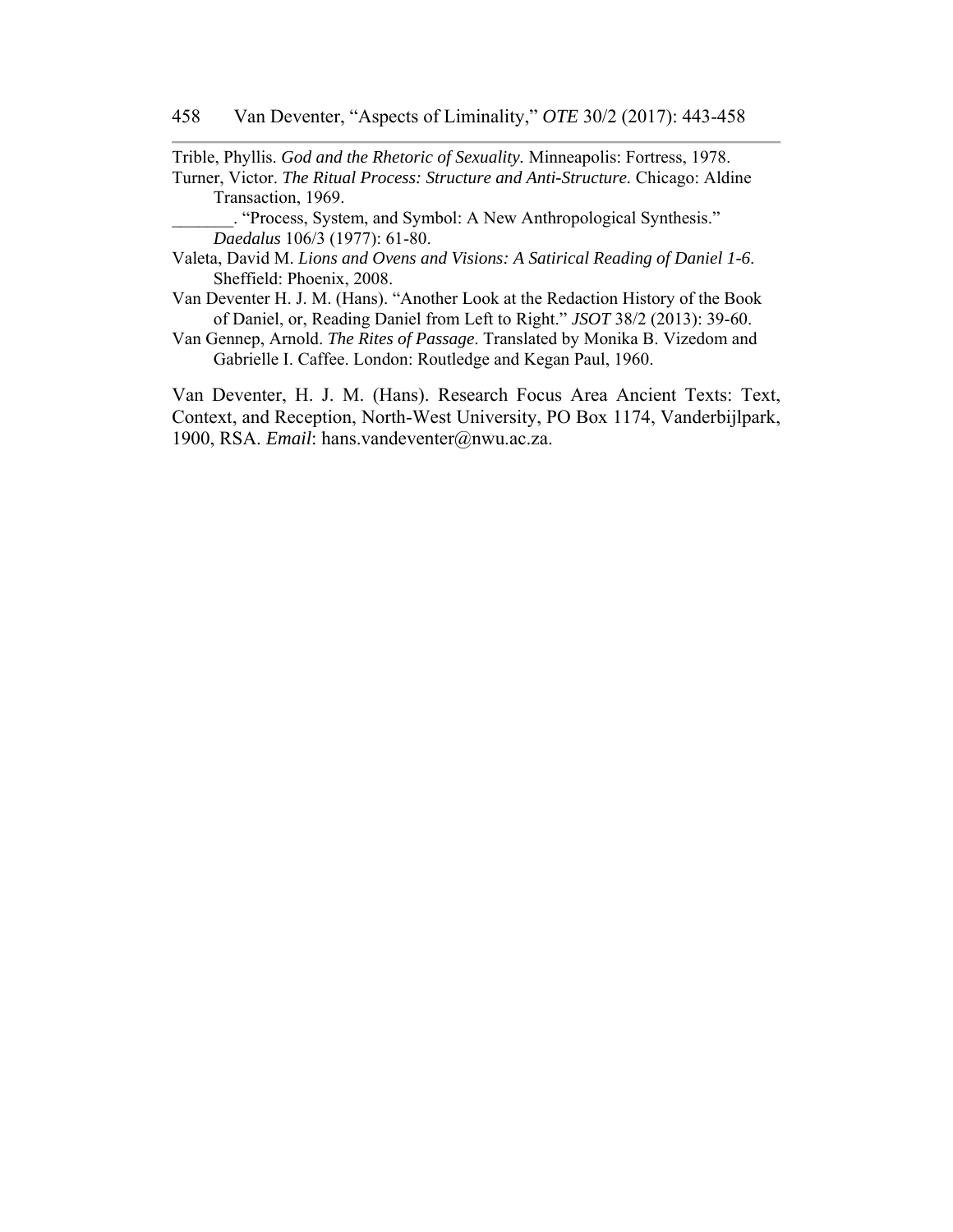Trible, Phyllis. *God and the Rhetoric of Sexuality*. Minneapolis: Fortress, 1978.

Turner, Victor. *The Ritual Process: Structure and Anti-Structure*. Chicago: Aldine Transaction, 1969.

_______. "Process, System, and Symbol: A New Anthropological Synthesis." *Daedalus* 106/3 (1977): 61-80.

Valeta, David M. *Lions and Ovens and Visions: A Satirical Reading of Daniel 1-6*. Sheffield: Phoenix, 2008.

Van Deventer H. J. M. (Hans). "Another Look at the Redaction History of the Book of Daniel, or, Reading Daniel from Left to Right." *JSOT* 38/2 (2013): 39-60.

Van Gennep, Arnold. *The Rites of Passage*. Translated by Monika B. Vizedom and Gabrielle I. Caffee. London: Routledge and Kegan Paul, 1960.

Van Deventer, H. J. M. (Hans). Research Focus Area Ancient Texts: Text, Context, and Reception, North-West University, PO Box 1174, Vanderbijlpark, 1900, RSA. *Email*: hans.vandeventer@nwu.ac.za.